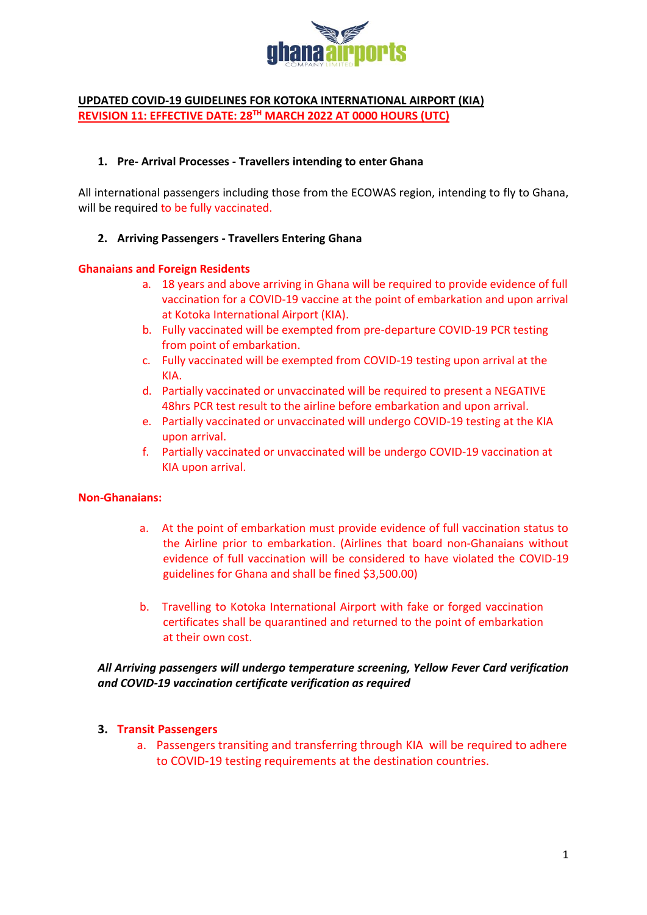## UPDATED COVID-19 GUIDELINES FOR KOTOKA INTERNATIONAL AIRPORT (KIA)

## REVISION 11: EFFECTIVE DATE: 28TH MARCH 2022 AT 0000 HOURS (UTC)

### 1. Pre- Arrival Processes - Travellers intending to enter Ghana

All international passengers including those from the ECOWAS region, intending to fly to Ghana, will be required to be fully vaccinated.

### 2. Arriving Passengers - Travellers Entering Ghana

**Ghanaians and Foreign Residents**

a. 18 years and above arriving in Ghana will be required to provide evidence of full vaccination for a COVID-19 vaccine at the point of embarkation and upon arrival at Kotoka International Airport (KIA).
b. Fully vaccinated will be exempted from pre-departure COVID-19 PCR testing from point of embarkation.
c. Fully vaccinated will be exempted from COVID-19 testing upon arrival at the KIA.
d. Partially vaccinated or unvaccinated will be required to present a NEGATIVE 48hrs PCR test result to the airline before embarkation and upon arrival.
e. Partially vaccinated or unvaccinated will undergo COVID-19 testing at the KIA upon arrival.
f. Partially vaccinated or unvaccinated will be undergo COVID-19 vaccination at KIA upon arrival.

**Non-Ghanaians:**

a. At the point of embarkation must provide evidence of full vaccination status to the Airline prior to embarkation. (Airlines that board non-Ghanaians without evidence of full vaccination will be considered to have violated the COVID-19 guidelines for Ghana and shall be fined $3,500.00)

b. Travelling to Kotoka International Airport with fake or forged vaccination certificates shall be quarantined and returned to the point of embarkation at their own cost.

***All Arriving passengers will undergo temperature screening, Yellow Fever Card verification and COVID-19 vaccination certificate verification as required***

### 3. Transit Passengers

a. Passengers transiting and transferring through KIA will be required to adhere to COVID-19 testing requirements at the destination countries.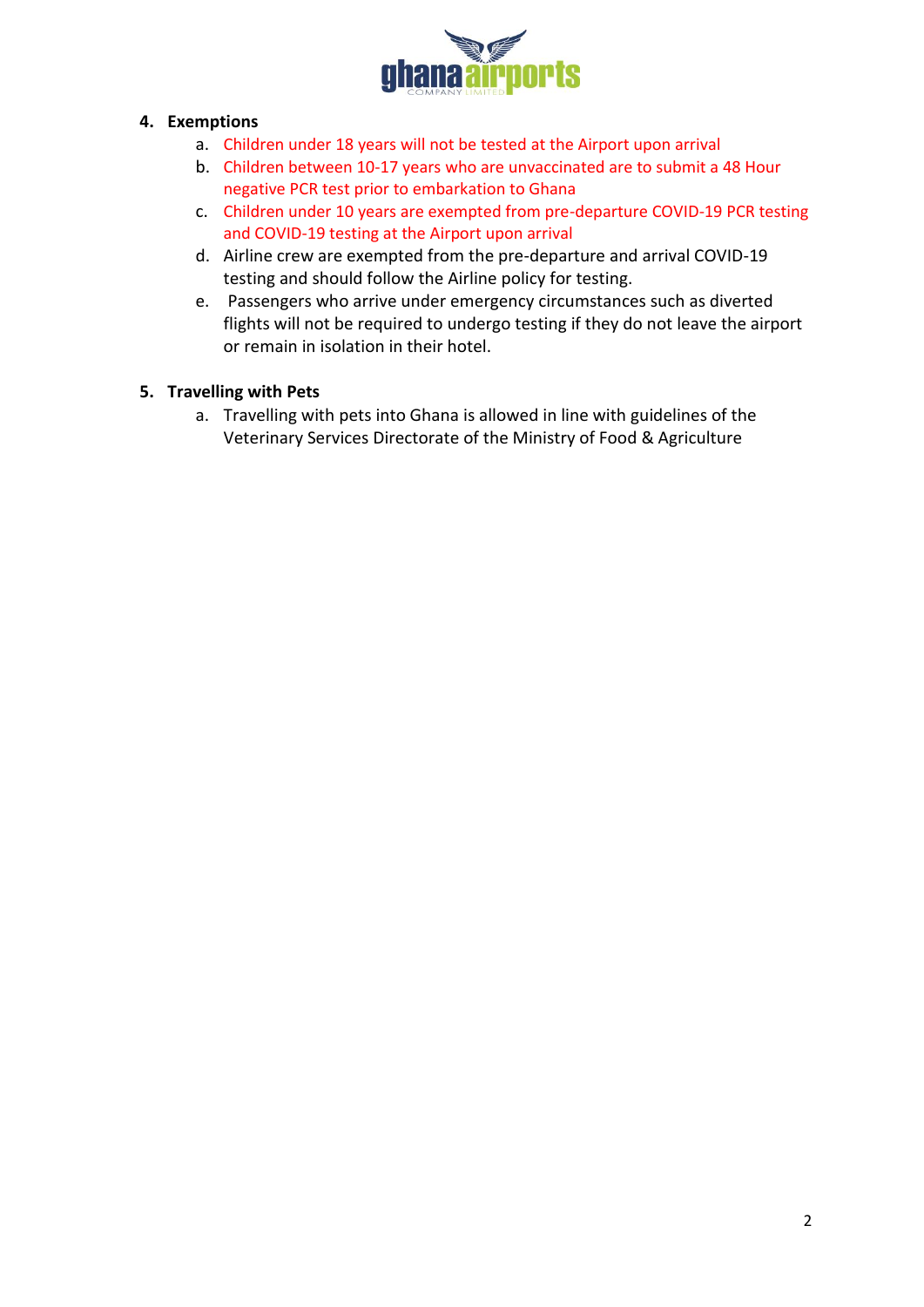4. **Exemptions**
    a. Children under 18 years will not be tested at the Airport upon arrival
    b. Children between 10-17 years who are unvaccinated are to submit a 48 Hour negative PCR test prior to embarkation to Ghana
    c. Children under 10 years are exempted from pre-departure COVID-19 PCR testing and COVID-19 testing at the Airport upon arrival
    d. Airline crew are exempted from the pre-departure and arrival COVID-19 testing and should follow the Airline policy for testing.
    e. Passengers who arrive under emergency circumstances such as diverted flights will not be required to undergo testing if they do not leave the airport or remain in isolation in their hotel.

5. **Travelling with Pets**
    a. Travelling with pets into Ghana is allowed in line with guidelines of the Veterinary Services Directorate of the Ministry of Food & Agriculture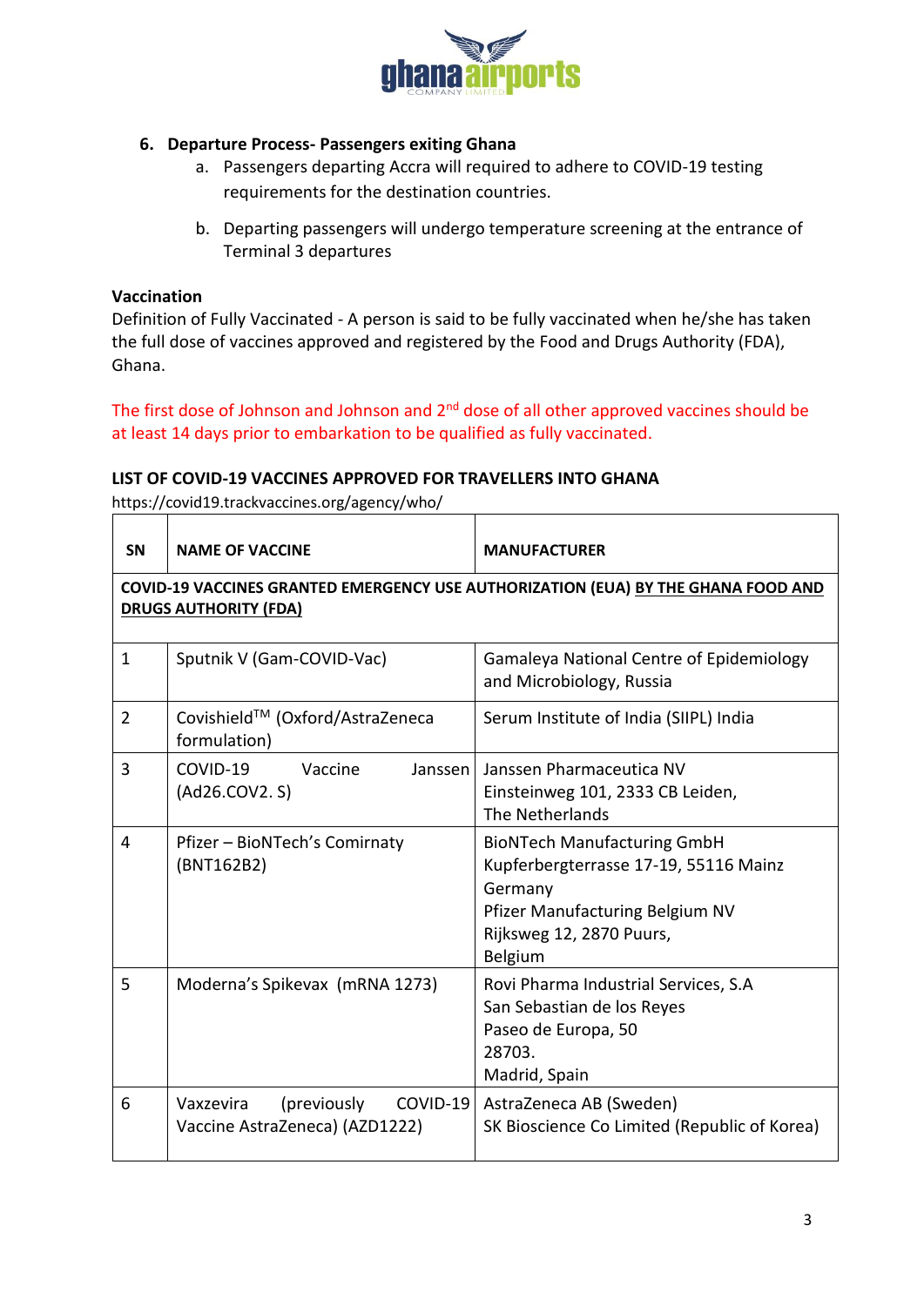6. **Departure Process- Passengers exiting Ghana**
    a. Passengers departing Accra will required to adhere to COVID-19 testing requirements for the destination countries.

    b. Departing passengers will undergo temperature screening at the entrance of Terminal 3 departures

**Vaccination**

Definition of Fully Vaccinated - A person is said to be fully vaccinated when he/she has taken the full dose of vaccines approved and registered by the Food and Drugs Authority (FDA), Ghana.

The first dose of Johnson and Johnson and 2nd dose of all other approved vaccines should be at least 14 days prior to embarkation to be qualified as fully vaccinated.

**LIST OF COVID-19 VACCINES APPROVED FOR TRAVELLERS INTO GHANA**

https://covid19.trackvaccines.org/agency/who/

| SN | NAME OF VACCINE | MANUFACTURER |
|---|---|---|
| **COVID-19 VACCINES GRANTED EMERGENCY USE AUTHORIZATION (EUA) BY THE GHANA FOOD AND DRUGS AUTHORITY (FDA)** | | |
| 1 | Sputnik V (Gam-COVID-Vac) | Gamaleya National Centre of Epidemiology and Microbiology, Russia |
| 2 | Covishield™ (Oxford/AstraZeneca formulation) | Serum Institute of India (SIIPL) India |
| 3 | COVID-19 Vaccine Janssen (Ad26.COV2. S) | Janssen Pharmaceutica NV Einsteinweg 101, 2333 CB Leiden, The Netherlands |
| 4 | Pfizer – BioNTech's Comirnaty (BNT162B2) | BioNTech Manufacturing GmbH Kupferbergterrasse 17-19, 55116 Mainz Germany Pfizer Manufacturing Belgium NV Rijksweg 12, 2870 Puurs, Belgium |
| 5 | Moderna's Spikevax (mRNA 1273) | Rovi Pharma Industrial Services, S.A San Sebastian de los Reyes Paseo de Europa, 50 28703. Madrid, Spain |
| 6 | Vaxzevira (previously COVID-19 Vaccine AstraZeneca) (AZD1222) | AstraZeneca AB (Sweden) SK Bioscience Co Limited (Republic of Korea) |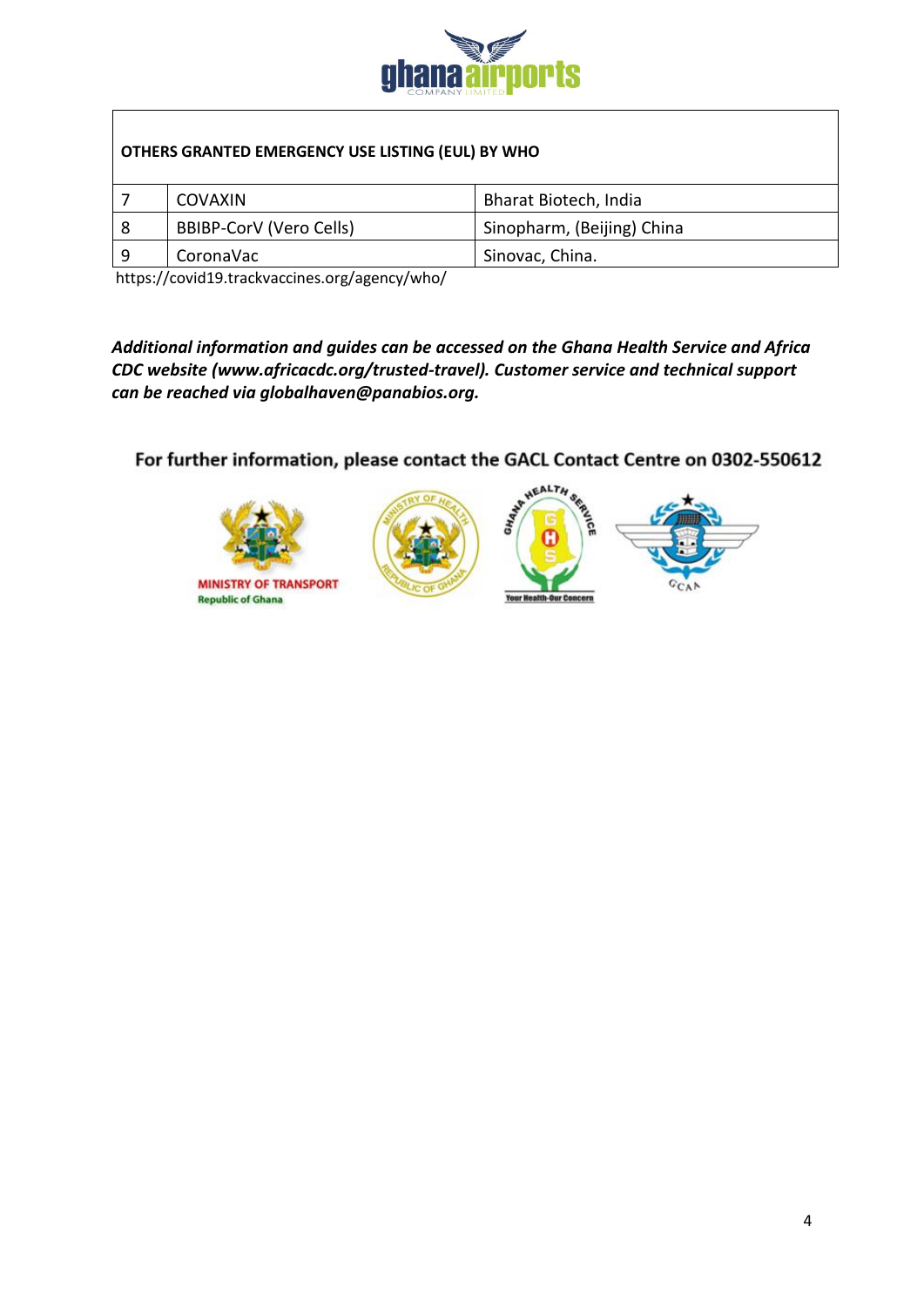| OTHERS GRANTED EMERGENCY USE LISTING (EUL) BY WHO | | |
|---|---|---|
| 7 | COVAXIN | Bharat Biotech, India |
| 8 | BBIBP-CorV (Vero Cells) | Sinopharm, (Beijing) China |
| 9 | CoronaVac | Sinovac, China. |

https://covid19.trackvaccines.org/agency/who/

***Additional information and guides can be accessed on the Ghana Health Service and Africa CDC website (www.africacdc.org/trusted-travel). Customer service and technical support can be reached via globalhaven@panabios.org.***

**For further information, please contact the GACL Contact Centre on 0302-550612**

MINISTRY OF TRANSPORT
Republic of Ghana